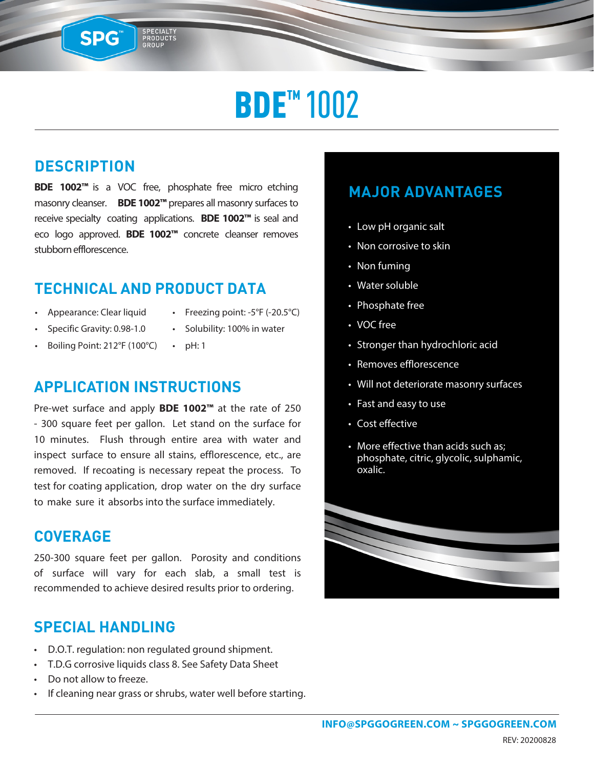# BDE™ 1002

## DESCRIPTION

**BDE 1002™** is a VOC free, phosphate free micro etching masonry cleanser. **BDE 1002™** prepares all masonry surfaces to receive specialty coating applications. **BDE 1002™** is seal and eco logo approved. **BDE 1002™** concrete cleanser removes stubborn efflorescence.

## TECHNICAL AND PRODUCT DATA

- Appearance: Clear liquid
- Specific Gravity: 0.98-1.0
- Boiling Point: 212°F (100°C)
- Freezing point: -5°F (-20.5°C)
- Solubility: 100% in water
- pH: 1

## APPLICATION INSTRUCTIONS

Pre-wet surface and apply **BDE 1002™** at the rate of 250 - 300 square feet per gallon. Let stand on the surface for 10 minutes. Flush through entire area with water and inspect surface to ensure all stains, efflorescence, etc., are removed. If recoating is necessary repeat the process. To test for coating application, drop water on the dry surface to make sure it absorbs into the surface immediately.

## COVERAGE

250-300 square feet per gallon. Porosity and conditions of surface will vary for each slab, a small test is recommended to achieve desired results prior to ordering.

## SPECIAL HANDLING

- D.O.T. regulation: non regulated ground shipment.
- T.D.G corrosive liquids class 8. See Safety Data Sheet
- Do not allow to freeze.
- If cleaning near grass or shrubs, water well before starting.

## MAJOR ADVANTAGES

- Low pH organic salt
- Non corrosive to skin
- Non fuming
- Water soluble
- Phosphate free
- VOC free
- Stronger than hydrochloric acid
- Removes efflorescence
- Will not deteriorate masonry surfaces
- Fast and easy to use
- Cost effective
- More effective than acids such as; phosphate, citric, glycolic, sulphamic, oxalic.

**INFO@SPGGOGREEN.COM ~ SPGGOGREEN.COM**

REV: 20200828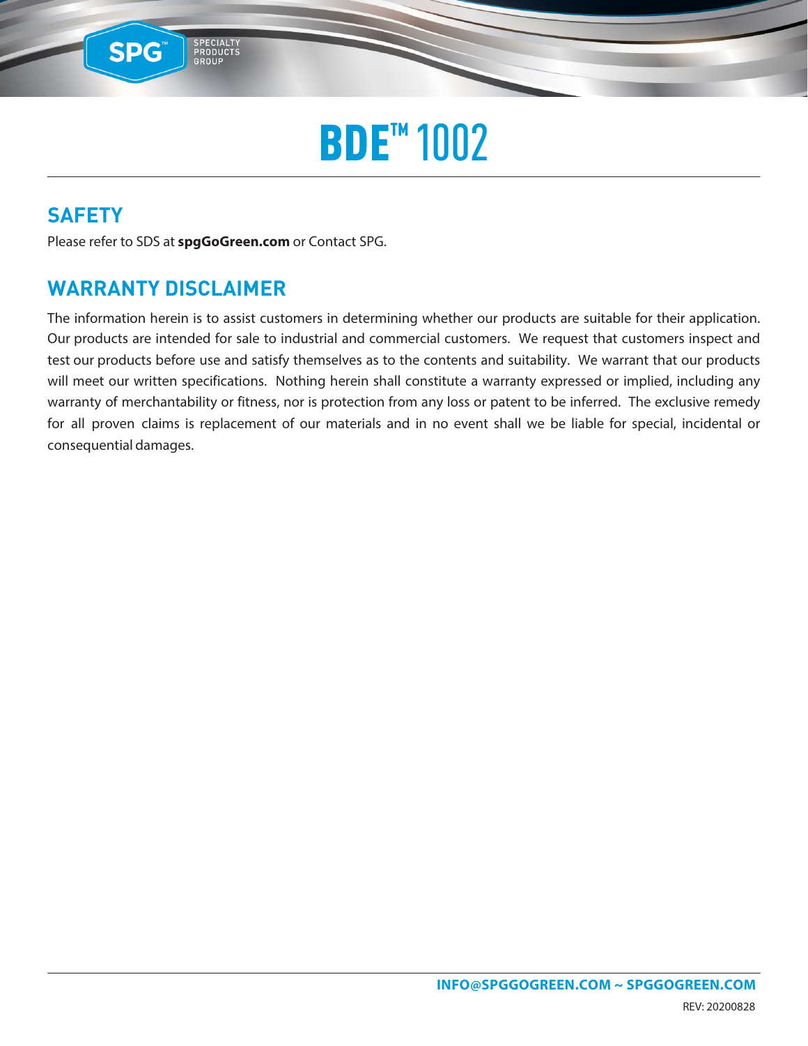# BDE™ 1002

## SAFETY

Please refer to SDS at **spgGoGreen.com** or Contact SPG.

## WARRANTY DISCLAIMER

The information herein is to assist customers in determining whether our products are suitable for their application. Our products are intended for sale to industrial and commercial customers. We request that customers inspect and test our products before use and satisfy themselves as to the contents and suitability. We warrant that our products will meet our written specifications. Nothing herein shall constitute a warranty expressed or implied, including any warranty of merchantability or fitness, nor is protection from any loss or patent to be inferred. The exclusive remedy for all proven claims is replacement of our materials and in no event shall we be liable for special, incidental or consequential damages.

**INFO@SPGGOGREEN.COM ~ SPGGOGREEN.COM**

REV: 20200828